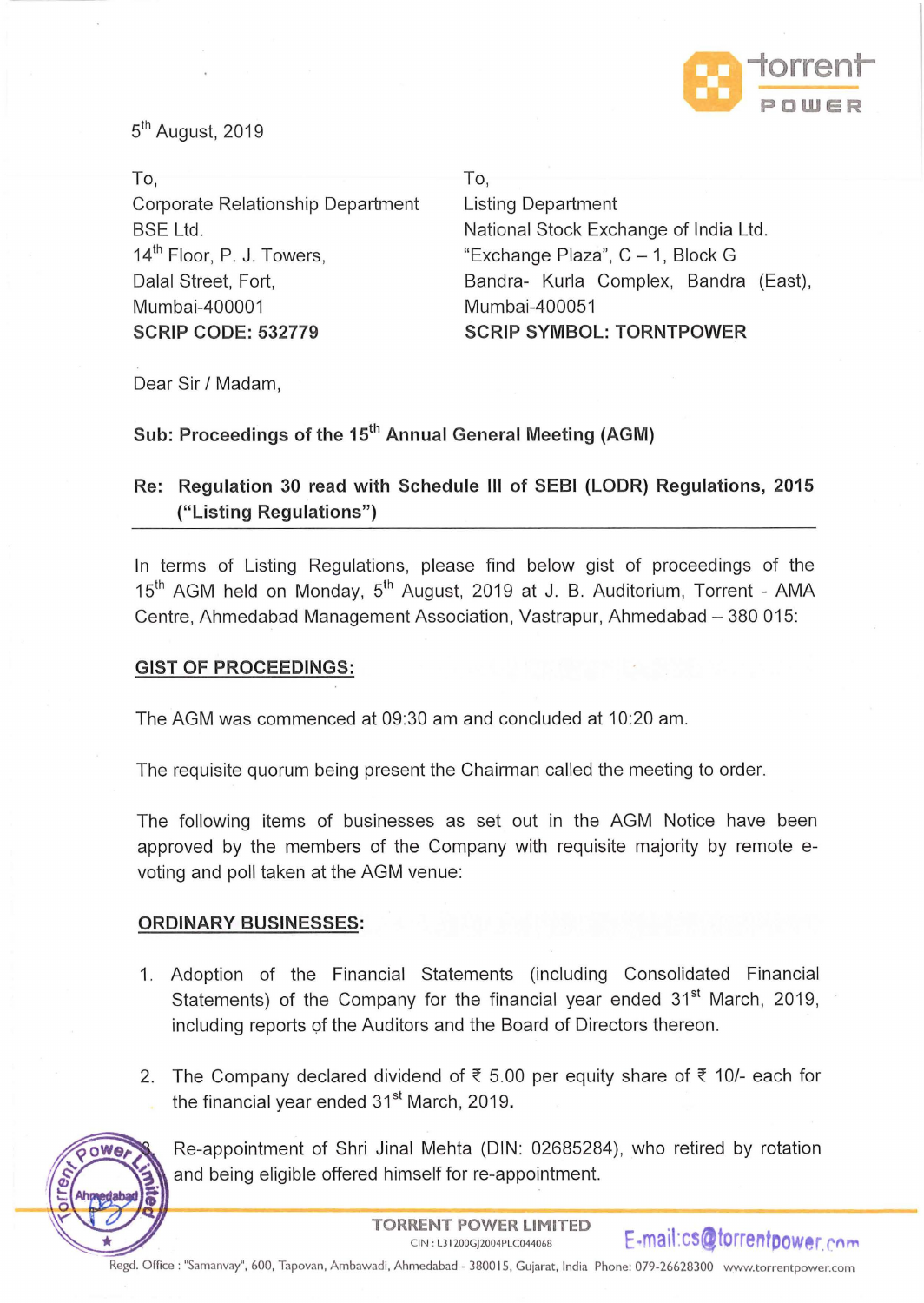5th August, 2019

To,
Corporate Relationship Department
BSE Ltd.
14th Floor, P. J. Towers,
Dalal Street, Fort,
Mumbai-400001
**SCRIP CODE: 532779**

To,
Listing Department
National Stock Exchange of India Ltd.
"Exchange Plaza", C – 1, Block G
Bandra- Kurla Complex, Bandra (East),
Mumbai-400051
**SCRIP SYMBOL: TORNTPOWER**

Dear Sir / Madam,

**Sub: Proceedings of the 15th Annual General Meeting (AGM)**

**Re: Regulation 30 read with Schedule III of SEBI (LODR) Regulations, 2015 ("Listing Regulations")**

In terms of Listing Regulations, please find below gist of proceedings of the 15th AGM held on Monday, 5th August, 2019 at J. B. Auditorium, Torrent - AMA Centre, Ahmedabad Management Association, Vastrapur, Ahmedabad – 380 015:

**GIST OF PROCEEDINGS:**

The AGM was commenced at 09:30 am and concluded at 10:20 am.

The requisite quorum being present the Chairman called the meeting to order.

The following items of businesses as set out in the AGM Notice have been approved by the members of the Company with requisite majority by remote e-voting and poll taken at the AGM venue:

**ORDINARY BUSINESSES:**

1. Adoption of the Financial Statements (including Consolidated Financial Statements) of the Company for the financial year ended 31st March, 2019, including reports of the Auditors and the Board of Directors thereon.

2. The Company declared dividend of ₹ 5.00 per equity share of ₹ 10/- each for the financial year ended 31st March, 2019.

3. Re-appointment of Shri Jinal Mehta (DIN: 02685284), who retired by rotation and being eligible offered himself for re-appointment.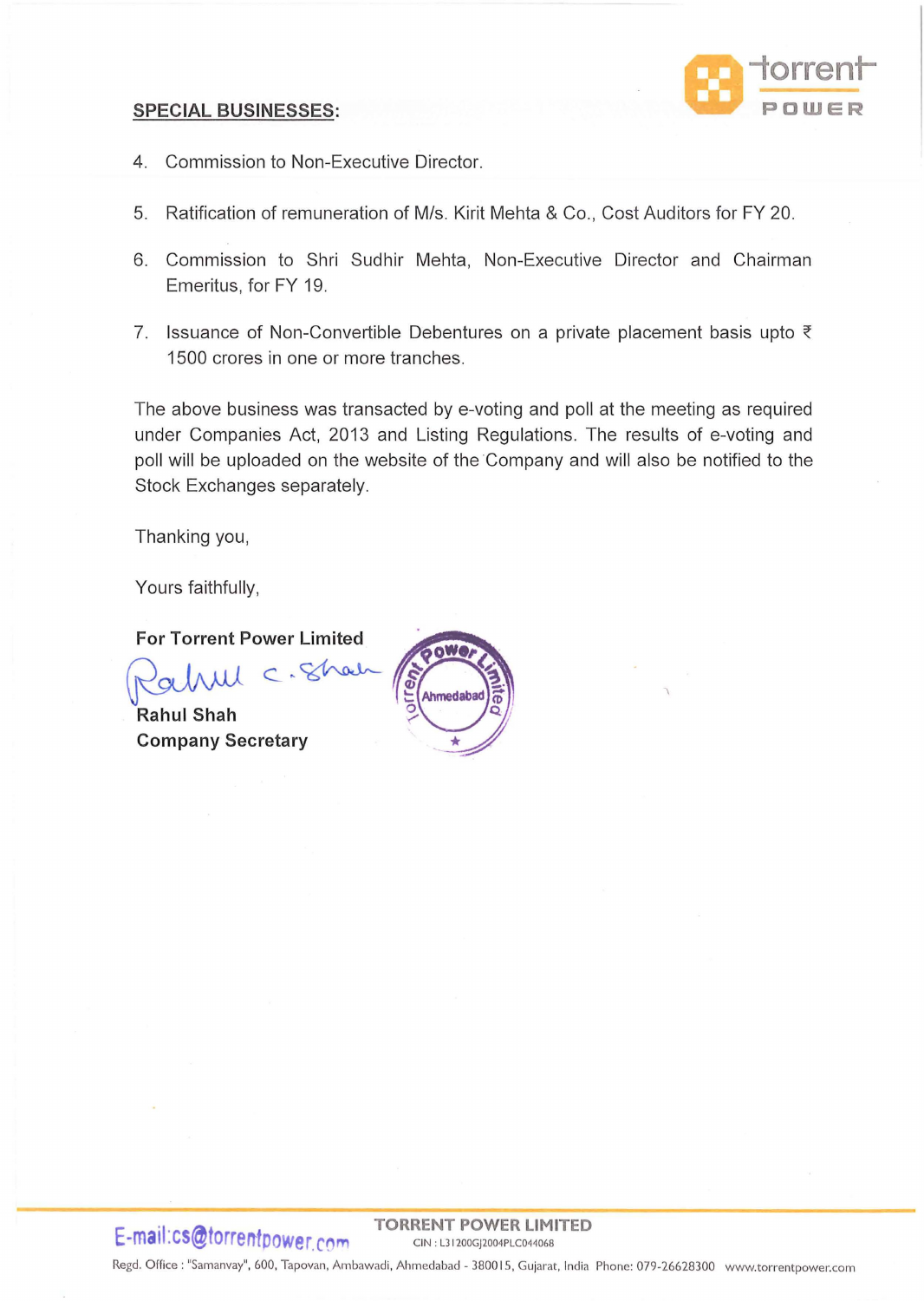## SPECIAL BUSINESSES:

4. Commission to Non-Executive Director.

5. Ratification of remuneration of M/s. Kirit Mehta & Co., Cost Auditors for FY 20.

6. Commission to Shri Sudhir Mehta, Non-Executive Director and Chairman Emeritus, for FY 19.

7. Issuance of Non-Convertible Debentures on a private placement basis upto ₹ 1500 crores in one or more tranches.

The above business was transacted by e-voting and poll at the meeting as required under Companies Act, 2013 and Listing Regulations. The results of e-voting and poll will be uploaded on the website of the Company and will also be notified to the Stock Exchanges separately.

Thanking you,

Yours faithfully,

**For Torrent Power Limited**

**Rahul Shah**
**Company Secretary**